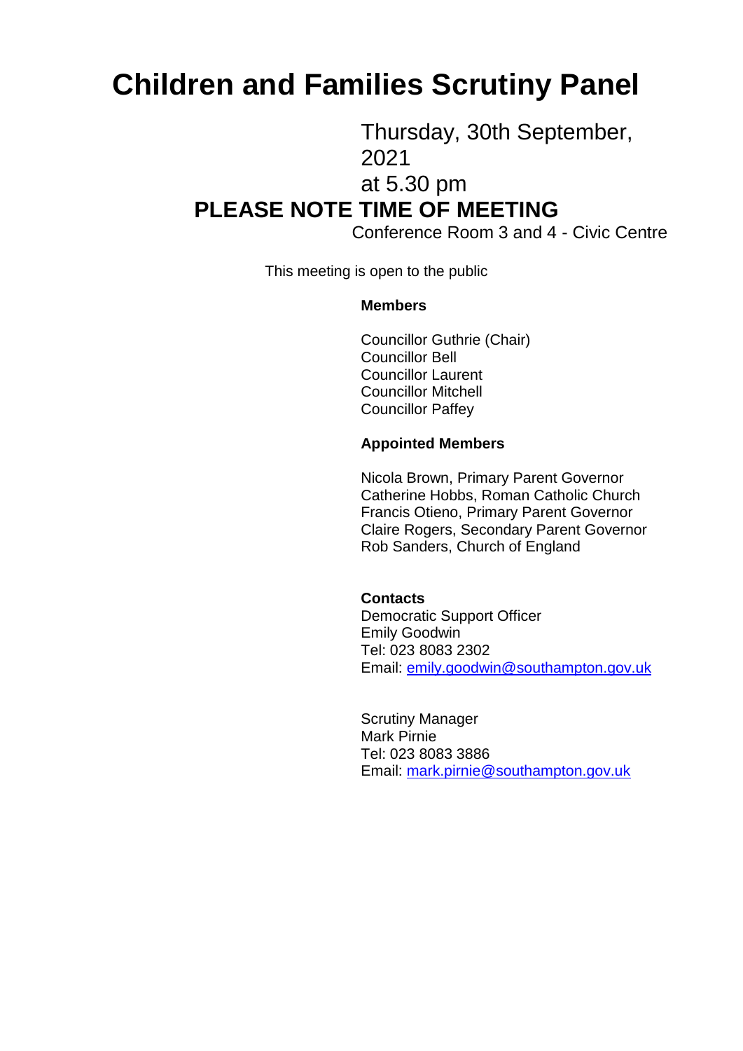# Children and Families Scrutiny Panel

Thursday, 30th September, 2021
at 5.30 pm

**PLEASE NOTE TIME OF MEETING**

Conference Room 3 and 4 - Civic Centre

This meeting is open to the public

**Members**

Councillor Guthrie (Chair)
Councillor Bell
Councillor Laurent
Councillor Mitchell
Councillor Paffey

**Appointed Members**

Nicola Brown, Primary Parent Governor
Catherine Hobbs, Roman Catholic Church
Francis Otieno, Primary Parent Governor
Claire Rogers, Secondary Parent Governor
Rob Sanders, Church of England

**Contacts**

Democratic Support Officer
Emily Goodwin
Tel: 023 8083 2302
Email: emily.goodwin@southampton.gov.uk

Scrutiny Manager
Mark Pirnie
Tel: 023 8083 3886
Email: mark.pirnie@southampton.gov.uk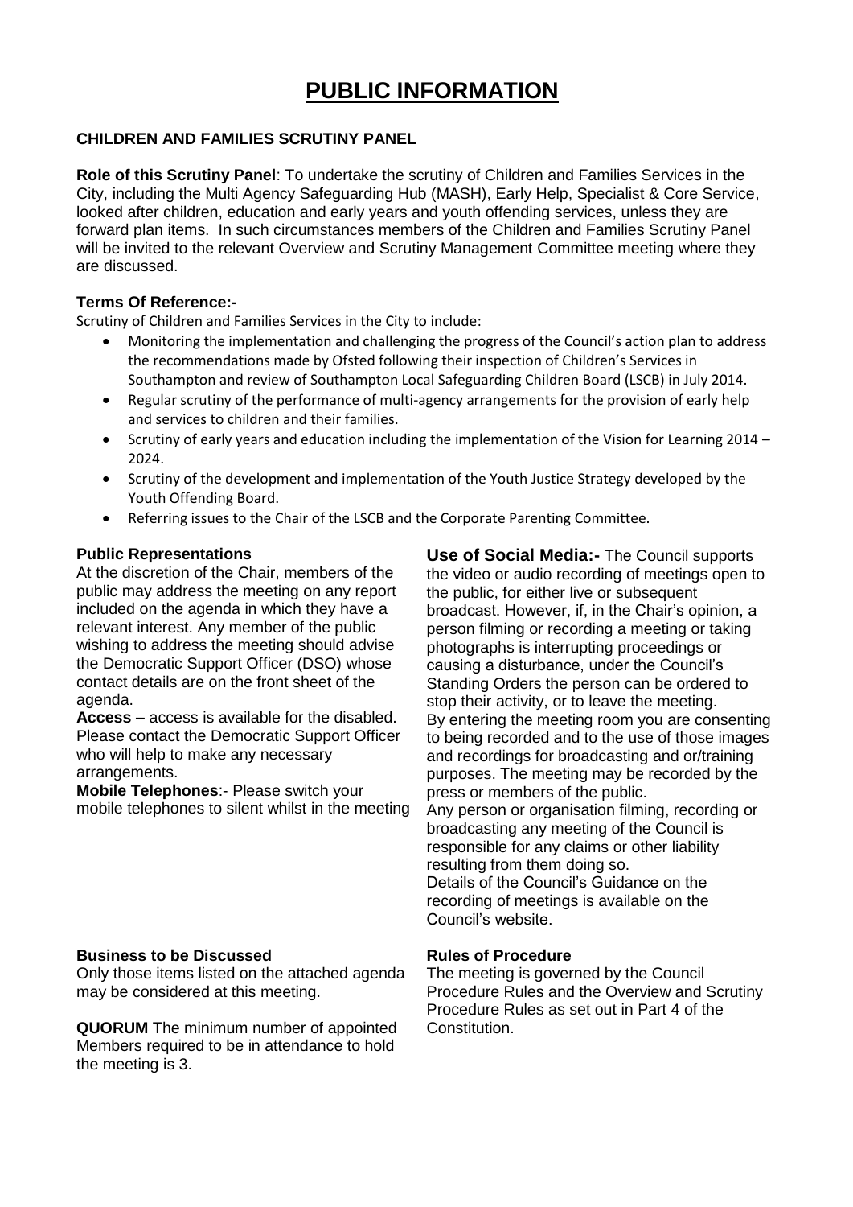# PUBLIC INFORMATION

**CHILDREN AND FAMILIES SCRUTINY PANEL**

**Role of this Scrutiny Panel**: To undertake the scrutiny of Children and Families Services in the City, including the Multi Agency Safeguarding Hub (MASH), Early Help, Specialist & Core Service, looked after children, education and early years and youth offending services, unless they are forward plan items. In such circumstances members of the Children and Families Scrutiny Panel will be invited to the relevant Overview and Scrutiny Management Committee meeting where they are discussed.

**Terms Of Reference:-**

Scrutiny of Children and Families Services in the City to include:

- Monitoring the implementation and challenging the progress of the Council's action plan to address the recommendations made by Ofsted following their inspection of Children's Services in Southampton and review of Southampton Local Safeguarding Children Board (LSCB) in July 2014.
- Regular scrutiny of the performance of multi-agency arrangements for the provision of early help and services to children and their families.
- Scrutiny of early years and education including the implementation of the Vision for Learning 2014 – 2024.
- Scrutiny of the development and implementation of the Youth Justice Strategy developed by the Youth Offending Board.
- Referring issues to the Chair of the LSCB and the Corporate Parenting Committee.

**Public Representations**
At the discretion of the Chair, members of the public may address the meeting on any report included on the agenda in which they have a relevant interest. Any member of the public wishing to address the meeting should advise the Democratic Support Officer (DSO) whose contact details are on the front sheet of the agenda.

**Access –** access is available for the disabled. Please contact the Democratic Support Officer who will help to make any necessary arrangements.

**Mobile Telephones**:- Please switch your mobile telephones to silent whilst in the meeting

**Use of Social Media:-** The Council supports the video or audio recording of meetings open to the public, for either live or subsequent broadcast. However, if, in the Chair's opinion, a person filming or recording a meeting or taking photographs is interrupting proceedings or causing a disturbance, under the Council's Standing Orders the person can be ordered to stop their activity, or to leave the meeting.
By entering the meeting room you are consenting to being recorded and to the use of those images and recordings for broadcasting and or/training purposes. The meeting may be recorded by the press or members of the public.
Any person or organisation filming, recording or broadcasting any meeting of the Council is responsible for any claims or other liability resulting from them doing so.
Details of the Council's Guidance on the recording of meetings is available on the Council's website.

**Business to be Discussed**
Only those items listed on the attached agenda may be considered at this meeting.

**QUORUM** The minimum number of appointed Members required to be in attendance to hold the meeting is 3.

**Rules of Procedure**
The meeting is governed by the Council Procedure Rules and the Overview and Scrutiny Procedure Rules as set out in Part 4 of the Constitution.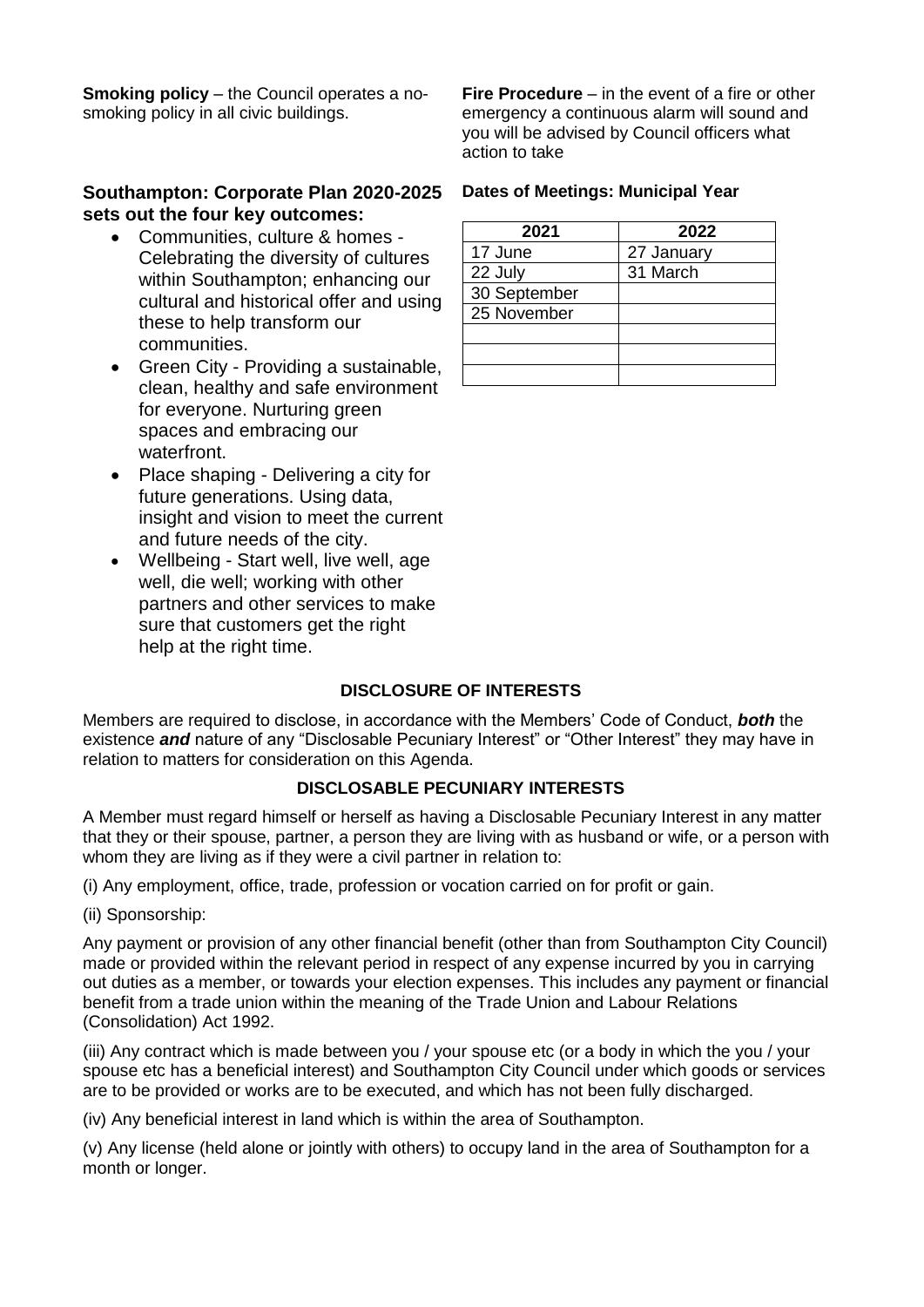**Smoking policy** – the Council operates a no-smoking policy in all civic buildings.

**Fire Procedure** – in the event of a fire or other emergency a continuous alarm will sound and you will be advised by Council officers what action to take

### Southampton: Corporate Plan 2020-2025 sets out the four key outcomes:

- Communities, culture & homes - Celebrating the diversity of cultures within Southampton; enhancing our cultural and historical offer and using these to help transform our communities.
- Green City - Providing a sustainable, clean, healthy and safe environment for everyone. Nurturing green spaces and embracing our waterfront.
- Place shaping - Delivering a city for future generations. Using data, insight and vision to meet the current and future needs of the city.
- Wellbeing - Start well, live well, age well, die well; working with other partners and other services to make sure that customers get the right help at the right time.

**Dates of Meetings: Municipal Year**

| 2021 | 2022 |
|---|---|
| 17 June | 27 January |
| 22 July | 31 March |
| 30 September | |
| 25 November | |
| | |
| | |
| | |

## DISCLOSURE OF INTERESTS

Members are required to disclose, in accordance with the Members' Code of Conduct, ***both*** the existence ***and*** nature of any "Disclosable Pecuniary Interest" or "Other Interest" they may have in relation to matters for consideration on this Agenda.

## DISCLOSABLE PECUNIARY INTERESTS

A Member must regard himself or herself as having a Disclosable Pecuniary Interest in any matter that they or their spouse, partner, a person they are living with as husband or wife, or a person with whom they are living as if they were a civil partner in relation to:

(i) Any employment, office, trade, profession or vocation carried on for profit or gain.

(ii) Sponsorship:

Any payment or provision of any other financial benefit (other than from Southampton City Council) made or provided within the relevant period in respect of any expense incurred by you in carrying out duties as a member, or towards your election expenses. This includes any payment or financial benefit from a trade union within the meaning of the Trade Union and Labour Relations (Consolidation) Act 1992.

(iii) Any contract which is made between you / your spouse etc (or a body in which the you / your spouse etc has a beneficial interest) and Southampton City Council under which goods or services are to be provided or works are to be executed, and which has not been fully discharged.

(iv) Any beneficial interest in land which is within the area of Southampton.

(v) Any license (held alone or jointly with others) to occupy land in the area of Southampton for a month or longer.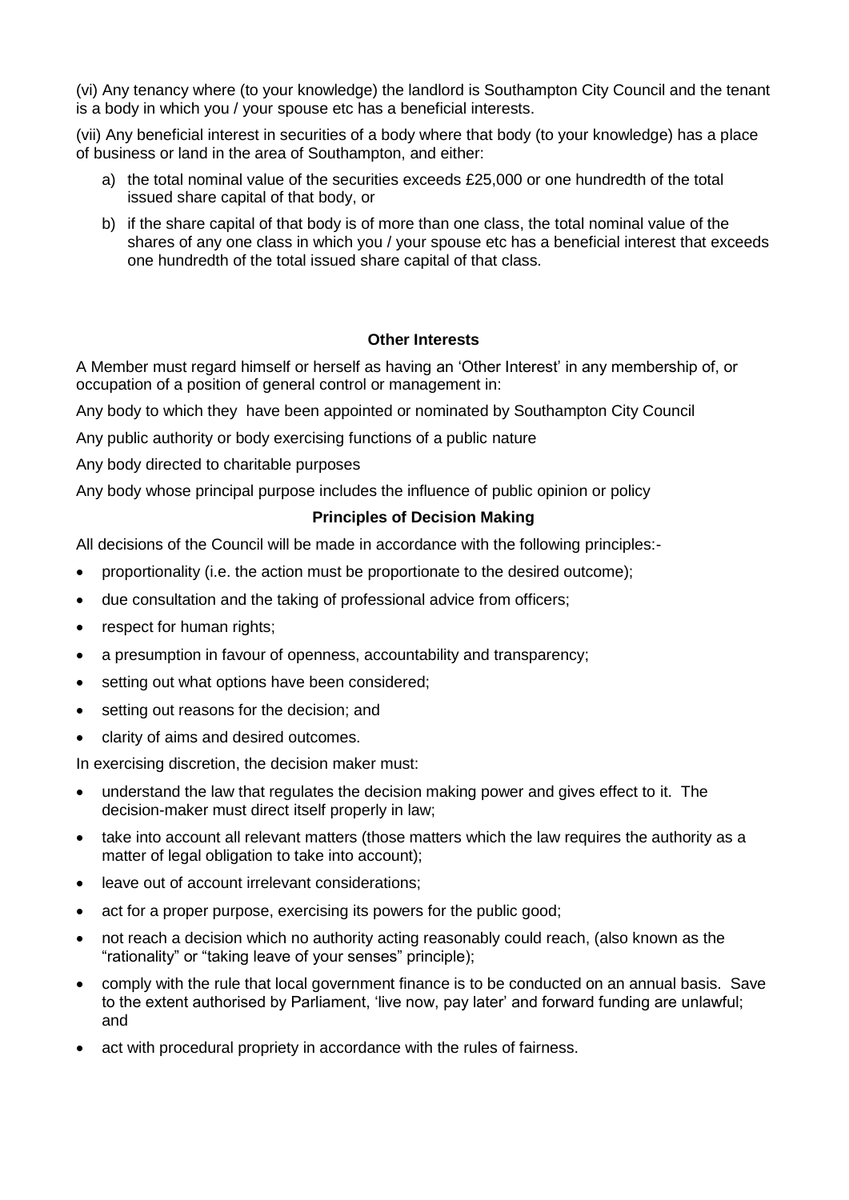(vi) Any tenancy where (to your knowledge) the landlord is Southampton City Council and the tenant is a body in which you / your spouse etc has a beneficial interests.

(vii) Any beneficial interest in securities of a body where that body (to your knowledge) has a place of business or land in the area of Southampton, and either:

a) the total nominal value of the securities exceeds £25,000 or one hundredth of the total issued share capital of that body, or

b) if the share capital of that body is of more than one class, the total nominal value of the shares of any one class in which you / your spouse etc has a beneficial interest that exceeds one hundredth of the total issued share capital of that class.

**Other Interests**

A Member must regard himself or herself as having an 'Other Interest' in any membership of, or occupation of a position of general control or management in:

Any body to which they have been appointed or nominated by Southampton City Council

Any public authority or body exercising functions of a public nature

Any body directed to charitable purposes

Any body whose principal purpose includes the influence of public opinion or policy

**Principles of Decision Making**

All decisions of the Council will be made in accordance with the following principles:-

- proportionality (i.e. the action must be proportionate to the desired outcome);
- due consultation and the taking of professional advice from officers;
- respect for human rights;
- a presumption in favour of openness, accountability and transparency;
- setting out what options have been considered;
- setting out reasons for the decision; and
- clarity of aims and desired outcomes.

In exercising discretion, the decision maker must:

- understand the law that regulates the decision making power and gives effect to it. The decision-maker must direct itself properly in law;
- take into account all relevant matters (those matters which the law requires the authority as a matter of legal obligation to take into account);
- leave out of account irrelevant considerations;
- act for a proper purpose, exercising its powers for the public good;
- not reach a decision which no authority acting reasonably could reach, (also known as the "rationality" or "taking leave of your senses" principle);
- comply with the rule that local government finance is to be conducted on an annual basis. Save to the extent authorised by Parliament, 'live now, pay later' and forward funding are unlawful; and
- act with procedural propriety in accordance with the rules of fairness.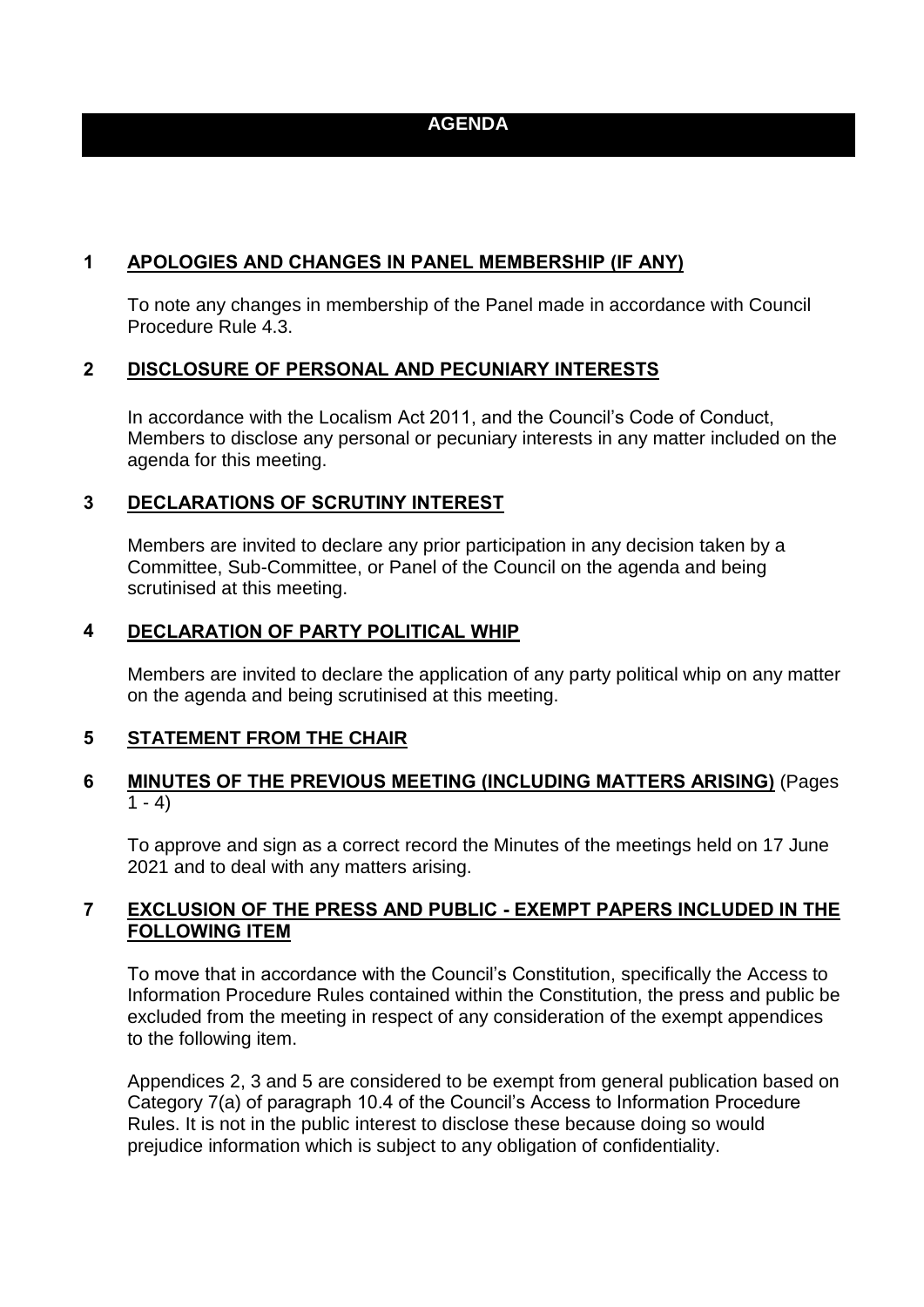# AGENDA

## 1 APOLOGIES AND CHANGES IN PANEL MEMBERSHIP (IF ANY)

To note any changes in membership of the Panel made in accordance with Council Procedure Rule 4.3.

## 2 DISCLOSURE OF PERSONAL AND PECUNIARY INTERESTS

In accordance with the Localism Act 2011, and the Council's Code of Conduct, Members to disclose any personal or pecuniary interests in any matter included on the agenda for this meeting.

## 3 DECLARATIONS OF SCRUTINY INTEREST

Members are invited to declare any prior participation in any decision taken by a Committee, Sub-Committee, or Panel of the Council on the agenda and being scrutinised at this meeting.

## 4 DECLARATION OF PARTY POLITICAL WHIP

Members are invited to declare the application of any party political whip on any matter on the agenda and being scrutinised at this meeting.

## 5 STATEMENT FROM THE CHAIR

## 6 MINUTES OF THE PREVIOUS MEETING (INCLUDING MATTERS ARISING) (Pages 1 - 4)

To approve and sign as a correct record the Minutes of the meetings held on 17 June 2021 and to deal with any matters arising.

## 7 EXCLUSION OF THE PRESS AND PUBLIC - EXEMPT PAPERS INCLUDED IN THE FOLLOWING ITEM

To move that in accordance with the Council's Constitution, specifically the Access to Information Procedure Rules contained within the Constitution, the press and public be excluded from the meeting in respect of any consideration of the exempt appendices to the following item.

Appendices 2, 3 and 5 are considered to be exempt from general publication based on Category 7(a) of paragraph 10.4 of the Council's Access to Information Procedure Rules. It is not in the public interest to disclose these because doing so would prejudice information which is subject to any obligation of confidentiality.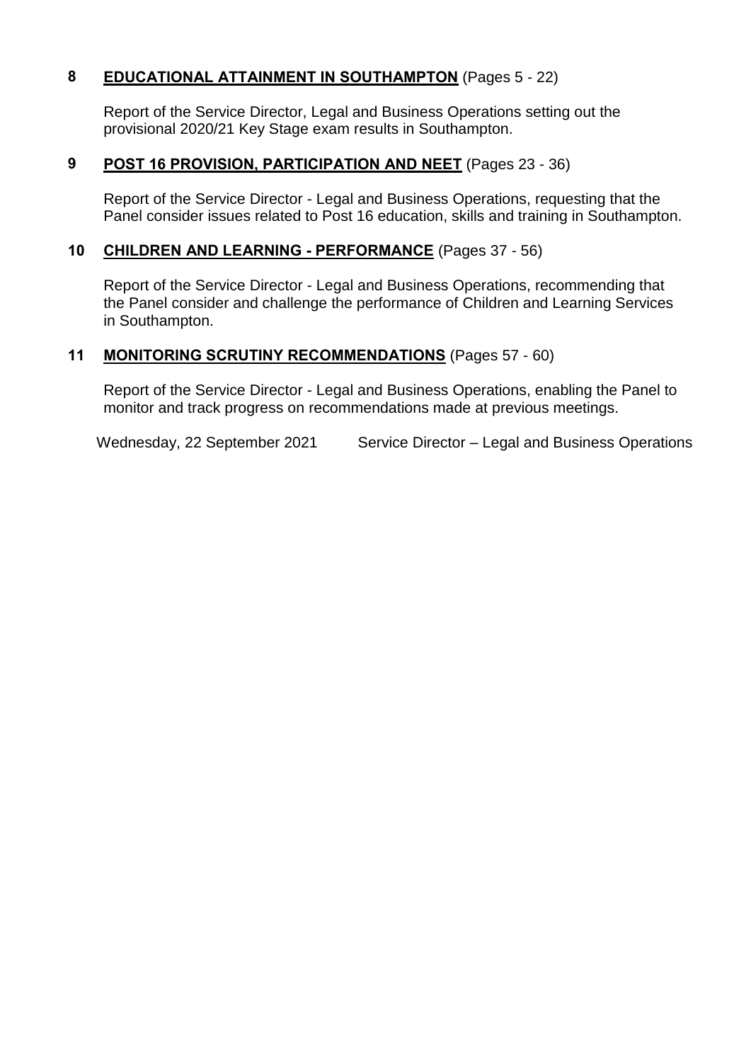**8 EDUCATIONAL ATTAINMENT IN SOUTHAMPTON** (Pages 5 - 22)

Report of the Service Director, Legal and Business Operations setting out the provisional 2020/21 Key Stage exam results in Southampton.

**9 POST 16 PROVISION, PARTICIPATION AND NEET** (Pages 23 - 36)

Report of the Service Director - Legal and Business Operations, requesting that the Panel consider issues related to Post 16 education, skills and training in Southampton.

**10 CHILDREN AND LEARNING - PERFORMANCE** (Pages 37 - 56)

Report of the Service Director - Legal and Business Operations, recommending that the Panel consider and challenge the performance of Children and Learning Services in Southampton.

**11 MONITORING SCRUTINY RECOMMENDATIONS** (Pages 57 - 60)

Report of the Service Director - Legal and Business Operations, enabling the Panel to monitor and track progress on recommendations made at previous meetings.

Wednesday, 22 September 2021 Service Director – Legal and Business Operations